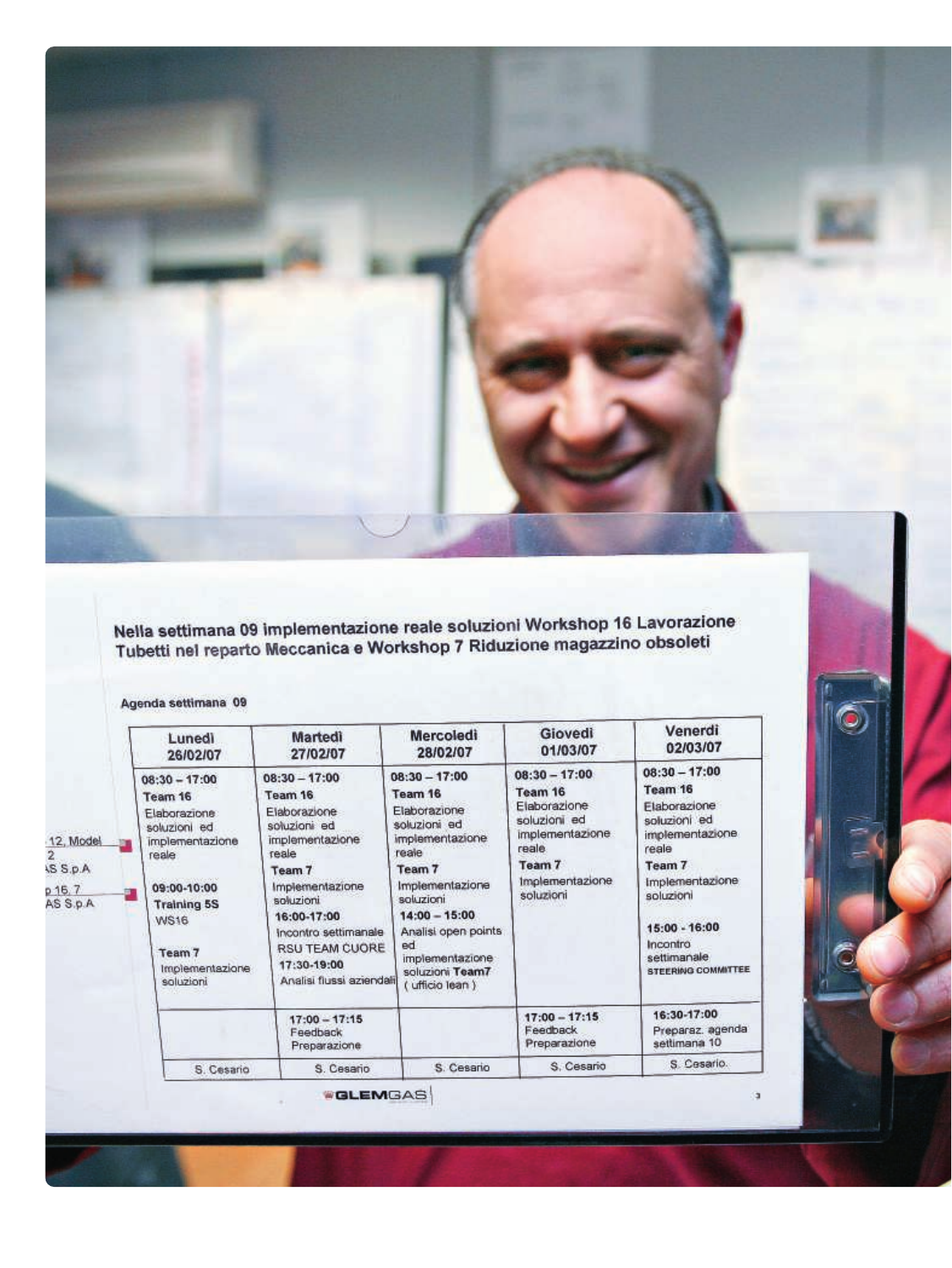**Nella settimana 09 implementazione reale soluzioni Workshop 16 Lavorazione Tubetti nel reparto Meccanica e Workshop 7 Riduzione magazzino obsoleti**

**Agenda settimana 09**

| Lunedì 26/02/07 | Martedì 27/02/07 | Mercoledì 28/02/07 | Giovedì 01/03/07 | Venerdì 02/03/07 |
|---|---|---|---|---|
| **08:30 – 17:00** **Team 16** Elaborazione soluzioni ed implementazione reale **09:00-10:00** **Training 5S** WS16 **Team 7** Implementazione soluzioni | **08:30 – 17:00** **Team 16** Elaborazione soluzioni ed implementazione reale **Team 7** Implementazione soluzioni **16:00-17:00** Incontro settimanale RSU TEAM CUORE **17:30-19:00** Analisi flussi aziendali | **08:30 – 17:00** **Team 16** Elaborazione soluzioni ed implementazione reale **Team 7** Implementazione soluzioni **14:00 – 15:00** Analisi open points ed implementazione soluzioni **Team7** ( ufficio lean ) | **08:30 – 17:00** **Team 16** Elaborazione soluzioni ed implementazione reale **Team 7** Implementazione soluzioni | **08:30 – 17:00** **Team 16** Elaborazione soluzioni ed implementazione reale **Team 7** Implementazione soluzioni **15:00 - 16:00** Incontro settimanale **STEERING COMMITTEE** |
| | **17:00 – 17:15** Feedback Preparazione | | **17:00 – 17:15** Feedback Preparazione | **16:30-17:00** Preparaz. agenda settimana 10 |
| S. Cesario | S. Cesario | S. Cesario | S. Cesario | S. Cesario. |

GLEMGAS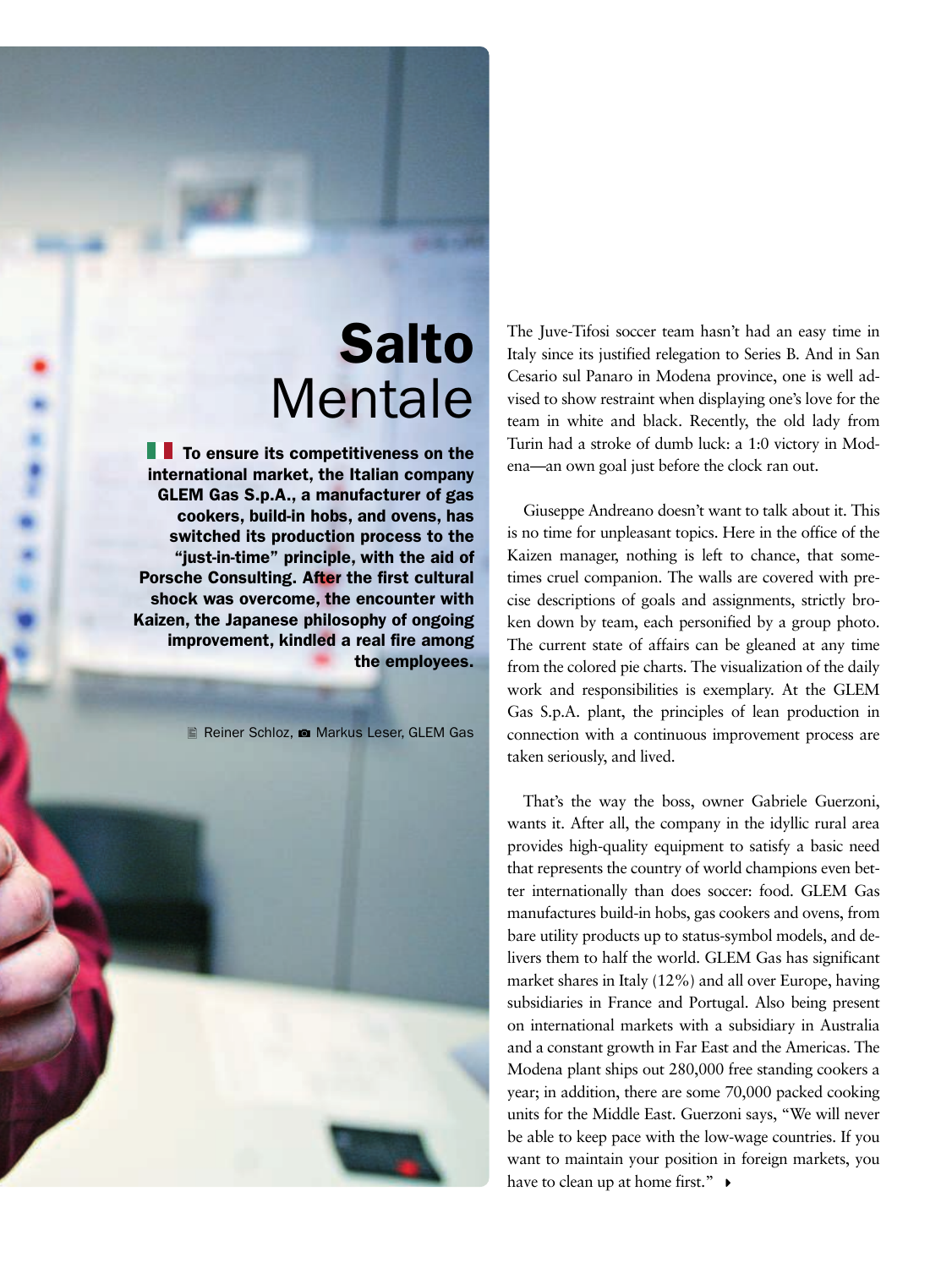# Salto Mentale

**To ensure its competitiveness on the international market, the Italian company GLEM Gas S.p.A., a manufacturer of gas cookers, build-in hobs, and ovens, has switched its production process to the "just-in-time" principle, with the aid of Porsche Consulting. After the first cultural shock was overcome, the encounter with Kaizen, the Japanese philosophy of ongoing improvement, kindled a real fire among the employees.**

Reiner Schloz, Markus Leser, GLEM Gas

The Juve-Tifosi soccer team hasn't had an easy time in Italy since its justified relegation to Series B. And in San Cesario sul Panaro in Modena province, one is well advised to show restraint when displaying one's love for the team in white and black. Recently, the old lady from Turin had a stroke of dumb luck: a 1:0 victory in Modena—an own goal just before the clock ran out.

Giuseppe Andreano doesn't want to talk about it. This is no time for unpleasant topics. Here in the office of the Kaizen manager, nothing is left to chance, that sometimes cruel companion. The walls are covered with precise descriptions of goals and assignments, strictly broken down by team, each personified by a group photo. The current state of affairs can be gleaned at any time from the colored pie charts. The visualization of the daily work and responsibilities is exemplary. At the GLEM Gas S.p.A. plant, the principles of lean production in connection with a continuous improvement process are taken seriously, and lived.

That's the way the boss, owner Gabriele Guerzoni, wants it. After all, the company in the idyllic rural area provides high-quality equipment to satisfy a basic need that represents the country of world champions even better internationally than does soccer: food. GLEM Gas manufactures build-in hobs, gas cookers and ovens, from bare utility products up to status-symbol models, and delivers them to half the world. GLEM Gas has significant market shares in Italy (12%) and all over Europe, having subsidiaries in France and Portugal. Also being present on international markets with a subsidiary in Australia and a constant growth in Far East and the Americas. The Modena plant ships out 280,000 free standing cookers a year; in addition, there are some 70,000 packed cooking units for the Middle East. Guerzoni says, "We will never be able to keep pace with the low-wage countries. If you want to maintain your position in foreign markets, you have to clean up at home first."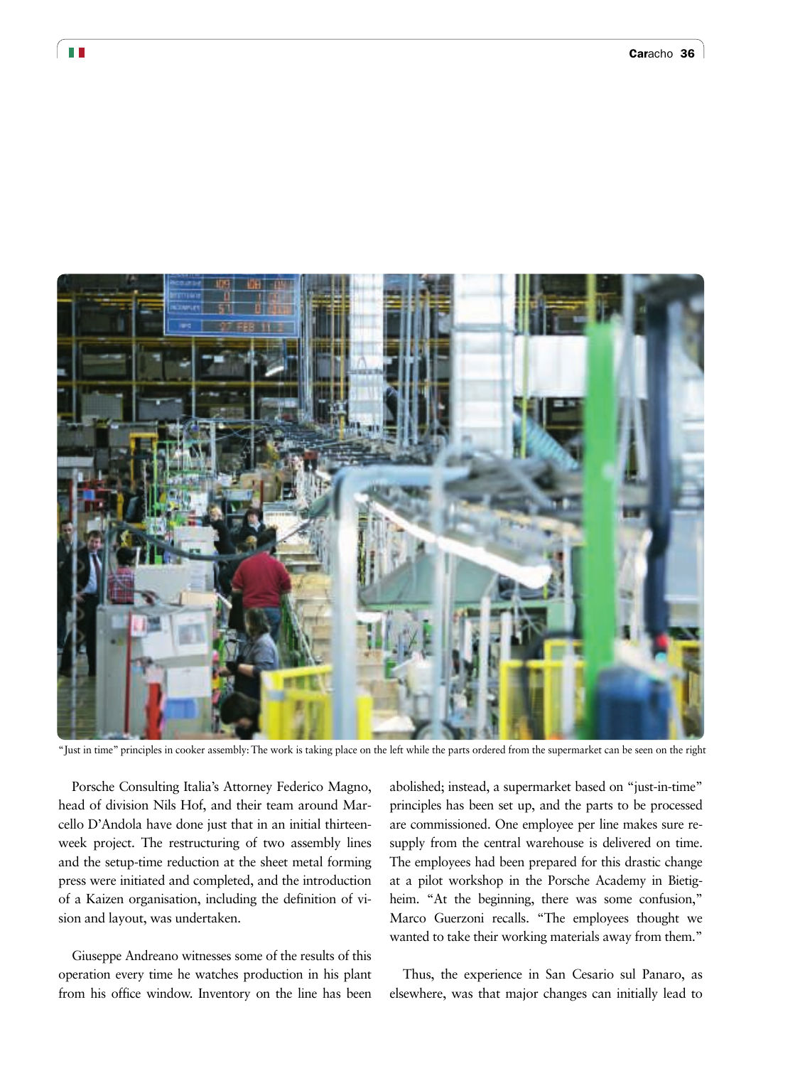"Just in time" principles in cooker assembly: The work is taking place on the left while the parts ordered from the supermarket can be seen on the right

Porsche Consulting Italia's Attorney Federico Magno, head of division Nils Hof, and their team around Marcello D'Andola have done just that in an initial thirteen-week project. The restructuring of two assembly lines and the setup-time reduction at the sheet metal forming press were initiated and completed, and the introduction of a Kaizen organisation, including the definition of vision and layout, was undertaken.

Giuseppe Andreano witnesses some of the results of this operation every time he watches production in his plant from his office window. Inventory on the line has been abolished; instead, a supermarket based on "just-in-time" principles has been set up, and the parts to be processed are commissioned. One employee per line makes sure resupply from the central warehouse is delivered on time. The employees had been prepared for this drastic change at a pilot workshop in the Porsche Academy in Bietigheim. "At the beginning, there was some confusion," Marco Guerzoni recalls. "The employees thought we wanted to take their working materials away from them."

Thus, the experience in San Cesario sul Panaro, as elsewhere, was that major changes can initially lead to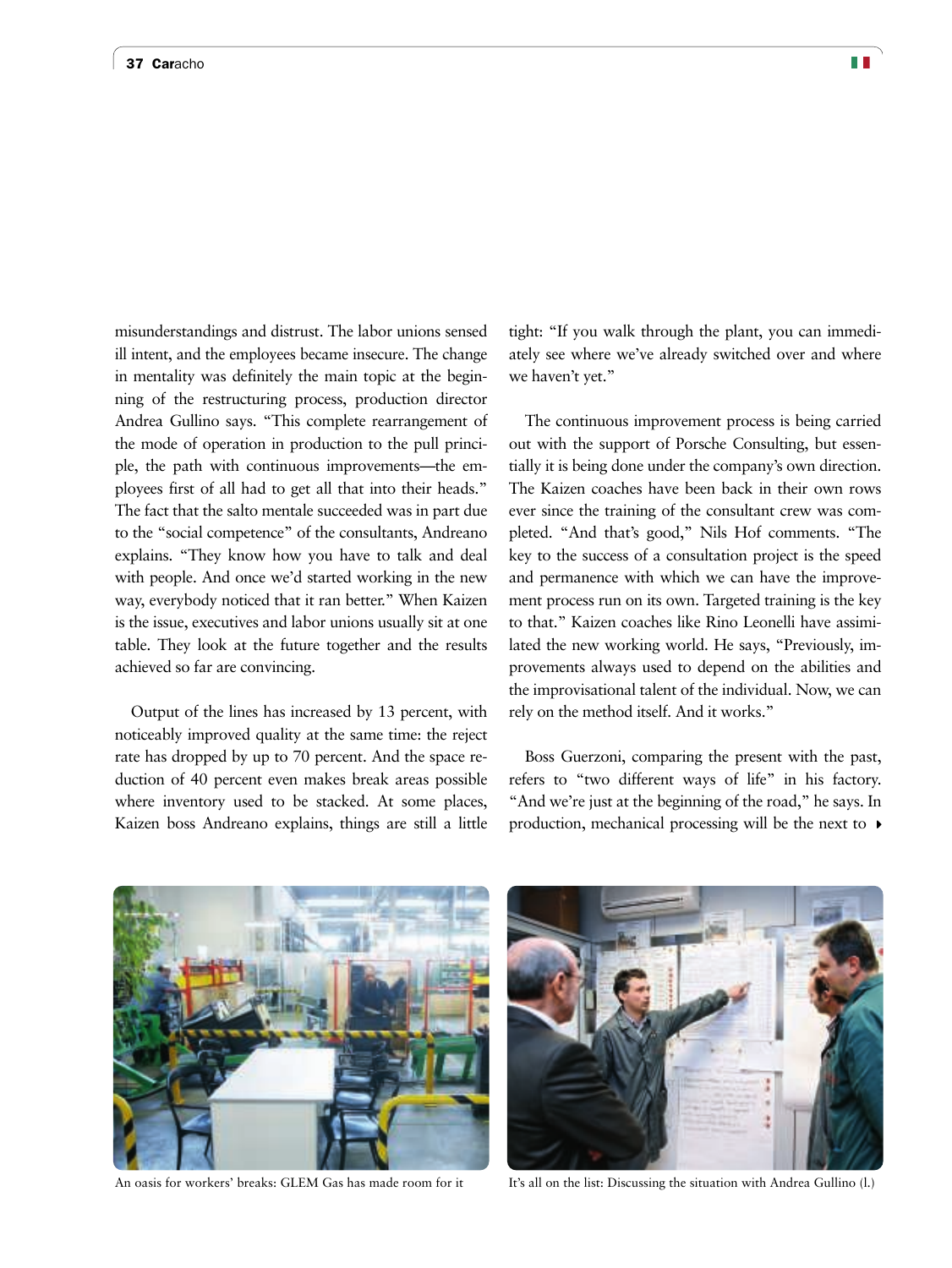misunderstandings and distrust. The labor unions sensed ill intent, and the employees became insecure. The change in mentality was definitely the main topic at the beginning of the restructuring process, production director Andrea Gullino says. "This complete rearrangement of the mode of operation in production to the pull principle, the path with continuous improvements—the employees first of all had to get all that into their heads." The fact that the salto mentale succeeded was in part due to the "social competence" of the consultants, Andreano explains. "They know how you have to talk and deal with people. And once we'd started working in the new way, everybody noticed that it ran better." When Kaizen is the issue, executives and labor unions usually sit at one table. They look at the future together and the results achieved so far are convincing.

Output of the lines has increased by 13 percent, with noticeably improved quality at the same time: the reject rate has dropped by up to 70 percent. And the space reduction of 40 percent even makes break areas possible where inventory used to be stacked. At some places, Kaizen boss Andreano explains, things are still a little tight: "If you walk through the plant, you can immediately see where we've already switched over and where we haven't yet."

The continuous improvement process is being carried out with the support of Porsche Consulting, but essentially it is being done under the company's own direction. The Kaizen coaches have been back in their own rows ever since the training of the consultant crew was completed. "And that's good," Nils Hof comments. "The key to the success of a consultation project is the speed and permanence with which we can have the improvement process run on its own. Targeted training is the key to that." Kaizen coaches like Rino Leonelli have assimilated the new working world. He says, "Previously, improvements always used to depend on the abilities and the improvisational talent of the individual. Now, we can rely on the method itself. And it works."

Boss Guerzoni, comparing the present with the past, refers to "two different ways of life" in his factory. "And we're just at the beginning of the road," he says. In production, mechanical processing will be the next to ▸

An oasis for workers' breaks: GLEM Gas has made room for it

It's all on the list: Discussing the situation with Andrea Gullino (l.)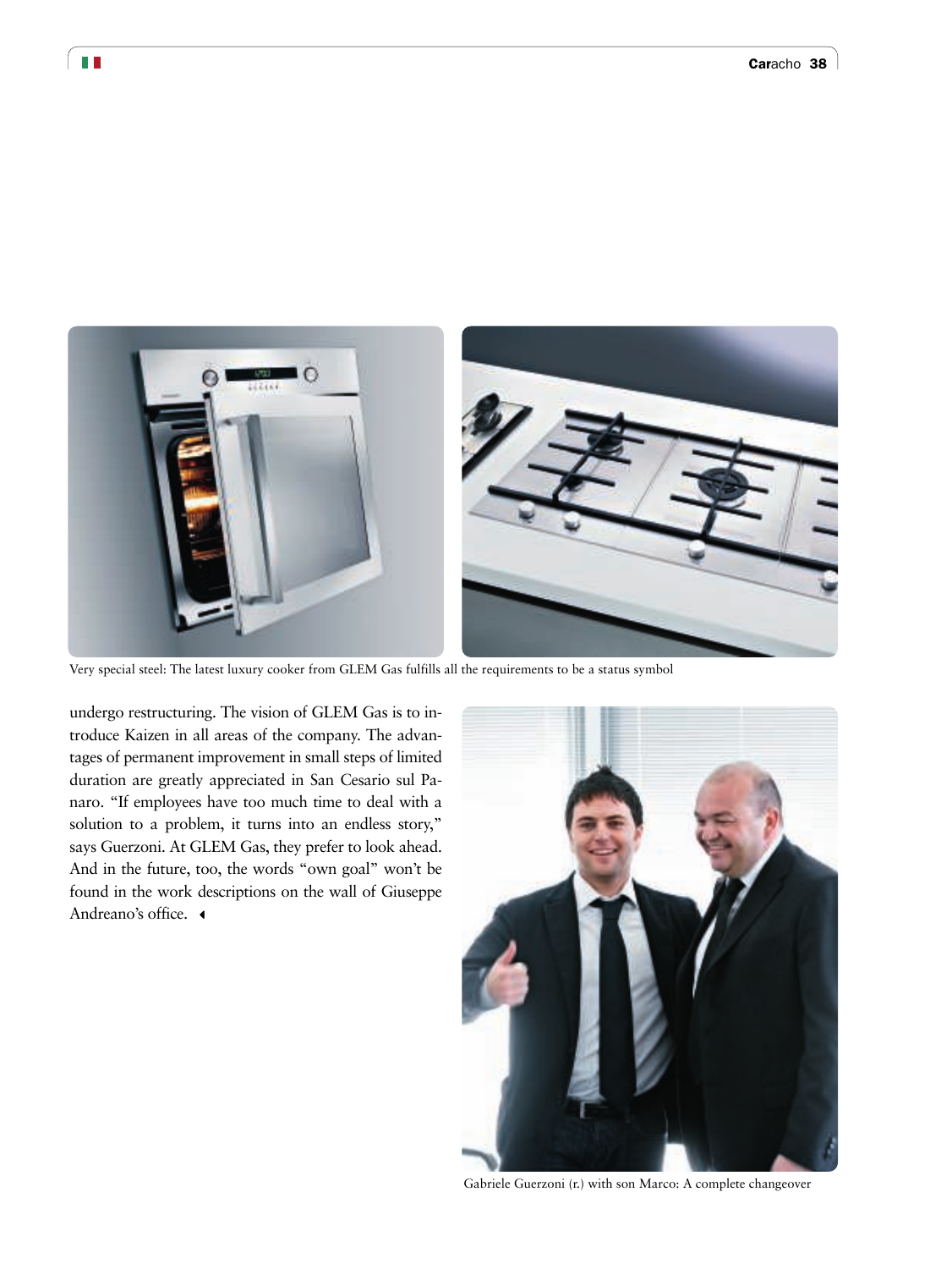Very special steel: The latest luxury cooker from GLEM Gas fulfills all the requirements to be a status symbol

undergo restructuring. The vision of GLEM Gas is to introduce Kaizen in all areas of the company. The advantages of permanent improvement in small steps of limited duration are greatly appreciated in San Cesario sul Panaro. "If employees have too much time to deal with a solution to a problem, it turns into an endless story," says Guerzoni. At GLEM Gas, they prefer to look ahead. And in the future, too, the words "own goal" won't be found in the work descriptions on the wall of Giuseppe Andreano's office.

Gabriele Guerzoni (r.) with son Marco: A complete changeover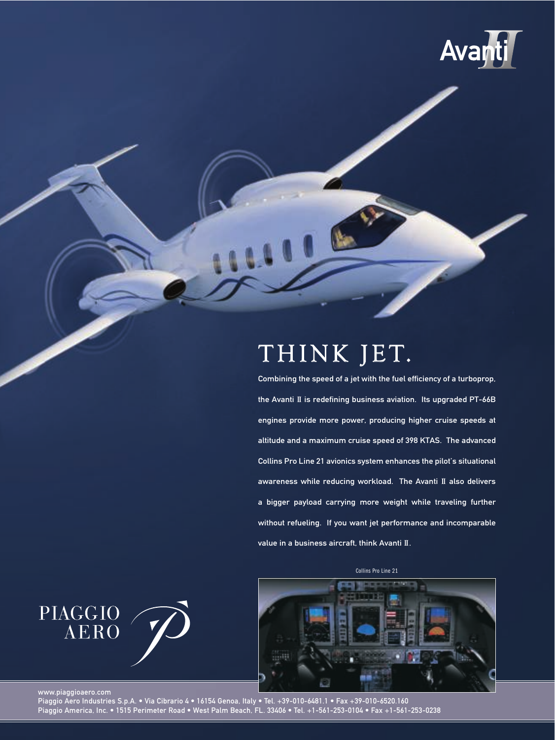Avanti II

# THINK JET.

Combining the speed of a jet with the fuel efficiency of a turboprop, the Avanti II is redefining business aviation. Its upgraded PT-66B engines provide more power, producing higher cruise speeds at altitude and a maximum cruise speed of 398 KTAS. The advanced Collins Pro Line 21 avionics system enhances the pilot's situational awareness while reducing workload. The Avanti II also delivers a bigger payload carrying more weight while traveling further without refueling. If you want jet performance and incomparable value in a business aircraft, think Avanti II.

Collins Pro Line 21

PIAGGIO AERO

www.piaggioaero.com
Piaggio Aero Industries S.p.A. • Via Cibrario 4 • 16154 Genoa, Italy • Tel. +39-010-6481.1 • Fax +39-010-6520.160
Piaggio America, Inc. • 1515 Perimeter Road • West Palm Beach, FL. 33406 • Tel. +1-561-253-0104 • Fax +1-561-253-0238